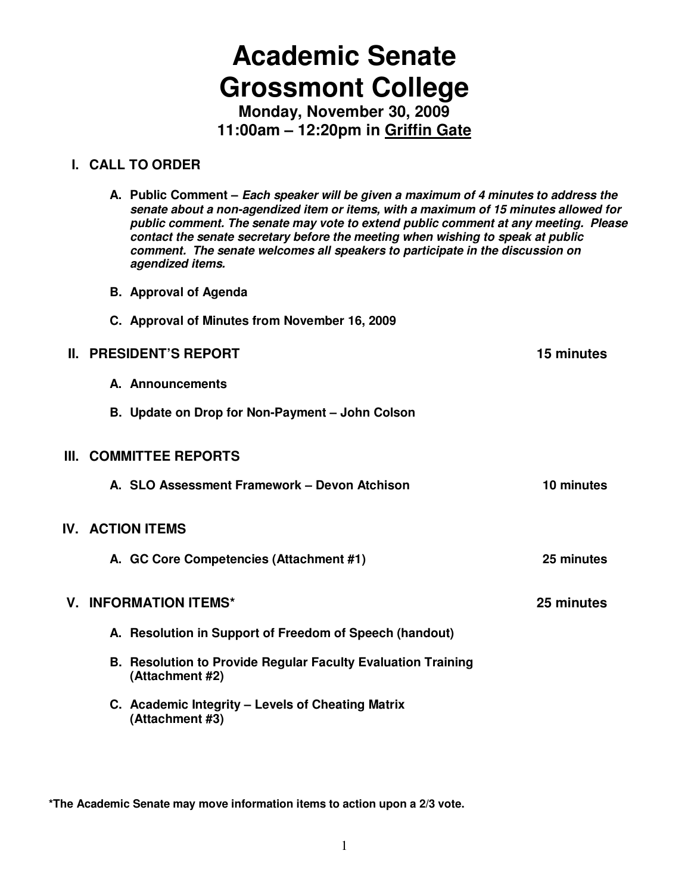# Academic Senate
# Grossmont College

**Monday, November 30, 2009**
**11:00am – 12:20pm in Griffin Gate**

## I. CALL TO ORDER

**A. Public Comment –** ***Each speaker will be given a maximum of 4 minutes to address the senate about a non-agendized item or items, with a maximum of 15 minutes allowed for public comment. The senate may vote to extend public comment at any meeting. Please contact the senate secretary before the meeting when wishing to speak at public comment. The senate welcomes all speakers to participate in the discussion on agendized items.***

**B. Approval of Agenda**

**C. Approval of Minutes from November 16, 2009**

## II. PRESIDENT'S REPORT — 15 minutes

**A. Announcements**

**B. Update on Drop for Non-Payment – John Colson**

## III. COMMITTEE REPORTS

**A. SLO Assessment Framework – Devon Atchison** — **10 minutes**

## IV. ACTION ITEMS

**A. GC Core Competencies (Attachment #1)** — **25 minutes**

## V. INFORMATION ITEMS* — 25 minutes

**A. Resolution in Support of Freedom of Speech (handout)**

**B. Resolution to Provide Regular Faculty Evaluation Training (Attachment #2)**

**C. Academic Integrity – Levels of Cheating Matrix (Attachment #3)**

**\*The Academic Senate may move information items to action upon a 2/3 vote.**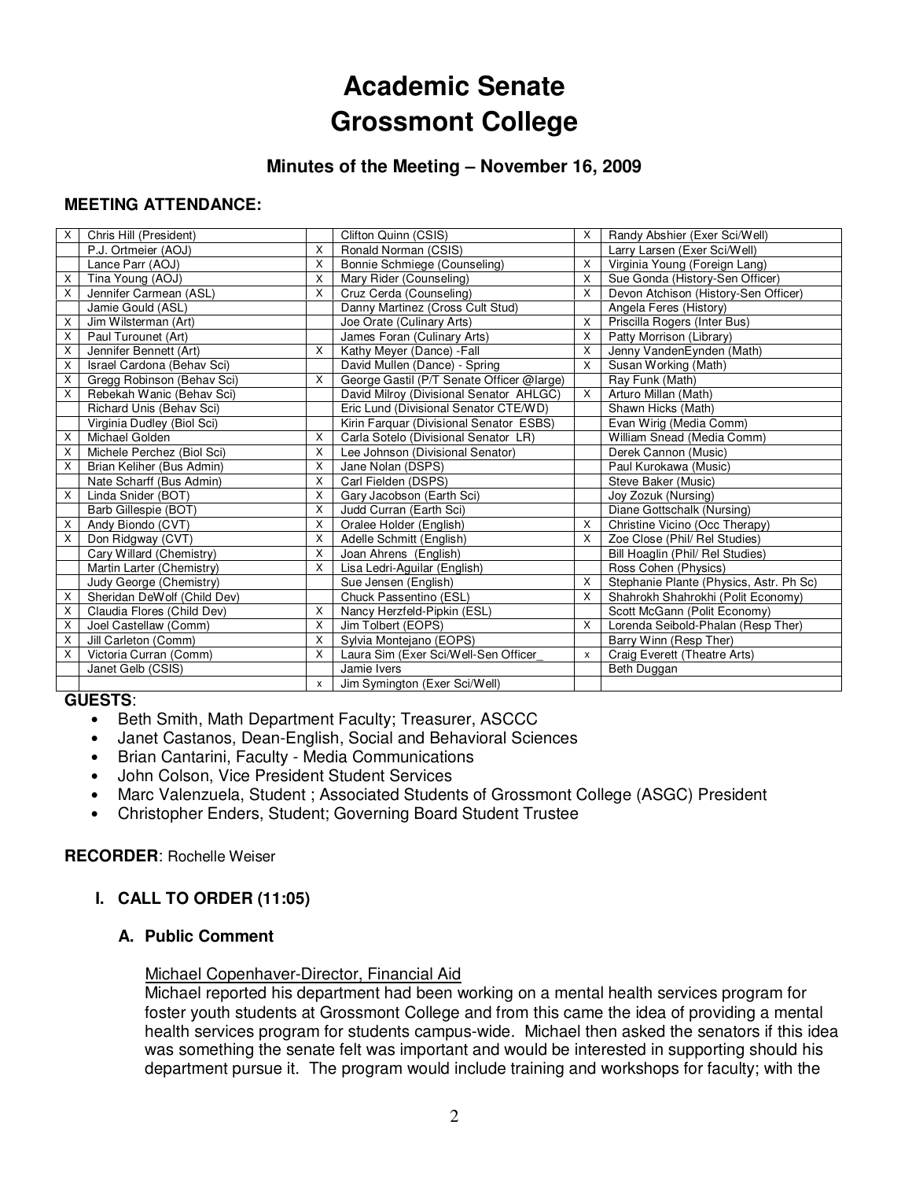# Academic Senate
# Grossmont College

### Minutes of the Meeting – November 16, 2009

**MEETING ATTENDANCE:**

| | | | | | |
|---|---|---|---|---|---|
| X | Chris Hill (President) | | Clifton Quinn (CSIS) | X | Randy Abshier (Exer Sci/Well) |
| | P.J. Ortmeier (AOJ) | X | Ronald Norman (CSIS) | | Larry Larsen (Exer Sci/Well) |
| | Lance Parr (AOJ) | X | Bonnie Schmiege (Counseling) | X | Virginia Young (Foreign Lang) |
| X | Tina Young (AOJ) | X | Mary Rider (Counseling) | X | Sue Gonda (History-Sen Officer) |
| X | Jennifer Carmean (ASL) | X | Cruz Cerda (Counseling) | X | Devon Atchison (History-Sen Officer) |
| | Jamie Gould (ASL) | | Danny Martinez (Cross Cult Stud) | | Angela Feres (History) |
| X | Jim Wilsterman (Art) | | Joe Orate (Culinary Arts) | X | Priscilla Rogers (Inter Bus) |
| X | Paul Turounet (Art) | | James Foran (Culinary Arts) | X | Patty Morrison (Library) |
| X | Jennifer Bennett (Art) | X | Kathy Meyer (Dance) -Fall | X | Jenny VandenEynden (Math) |
| X | Israel Cardona (Behav Sci) | | David Mullen (Dance) - Spring | X | Susan Working (Math) |
| X | Gregg Robinson (Behav Sci) | X | George Gastil (P/T Senate Officer @large) | | Ray Funk (Math) |
| X | Rebekah Wanic (Behav Sci) | | David Milroy (Divisional Senator AHLGC) | X | Arturo Millan (Math) |
| | Richard Unis (Behav Sci) | | Eric Lund (Divisional Senator CTE/WD) | | Shawn Hicks (Math) |
| | Virginia Dudley (Biol Sci) | | Kirin Farquar (Divisional Senator ESBS) | | Evan Wirig (Media Comm) |
| X | Michael Golden | X | Carla Sotelo (Divisional Senator LR) | | William Snead (Media Comm) |
| X | Michele Perchez (Biol Sci) | X | Lee Johnson (Divisional Senator) | | Derek Cannon (Music) |
| X | Brian Keliher (Bus Admin) | X | Jane Nolan (DSPS) | | Paul Kurokawa (Music) |
| | Nate Scharff (Bus Admin) | X | Carl Fielden (DSPS) | | Steve Baker (Music) |
| X | Linda Snider (BOT) | X | Gary Jacobson (Earth Sci) | | Joy Zozuk (Nursing) |
| | Barb Gillespie (BOT) | X | Judd Curran (Earth Sci) | | Diane Gottschalk (Nursing) |
| X | Andy Biondo (CVT) | X | Oralee Holder (English) | X | Christine Vicino (Occ Therapy) |
| X | Don Ridgway (CVT) | X | Adelle Schmitt (English) | X | Zoe Close (Phil/ Rel Studies) |
| | Cary Willard (Chemistry) | X | Joan Ahrens (English) | | Bill Hoaglin (Phil/ Rel Studies) |
| | Martin Larter (Chemistry) | X | Lisa Ledri-Aguilar (English) | | Ross Cohen (Physics) |
| | Judy George (Chemistry) | | Sue Jensen (English) | X | Stephanie Plante (Physics, Astr. Ph Sc) |
| X | Sheridan DeWolf (Child Dev) | | Chuck Passentino (ESL) | X | Shahrokh Shahrokhi (Polit Economy) |
| X | Claudia Flores (Child Dev) | X | Nancy Herzfeld-Pipkin (ESL) | | Scott McGann (Polit Economy) |
| X | Joel Castellaw (Comm) | X | Jim Tolbert (EOPS) | X | Lorenda Seibold-Phalan (Resp Ther) |
| X | Jill Carleton (Comm) | X | Sylvia Montejano (EOPS) | | Barry Winn (Resp Ther) |
| X | Victoria Curran (Comm) | X | Laura Sim (Exer Sci/Well-Sen Officer_ | x | Craig Everett (Theatre Arts) |
| | Janet Gelb (CSIS) | | Jamie Ivers | | Beth Duggan |
| | | x | Jim Symington (Exer Sci/Well) | | |

**GUESTS**:

- Beth Smith, Math Department Faculty; Treasurer, ASCCC
- Janet Castanos, Dean-English, Social and Behavioral Sciences
- Brian Cantarini, Faculty - Media Communications
- John Colson, Vice President Student Services
- Marc Valenzuela, Student ; Associated Students of Grossmont College (ASGC) President
- Christopher Enders, Student; Governing Board Student Trustee

**RECORDER**: Rochelle Weiser

## I. CALL TO ORDER (11:05)

### A. Public Comment

Michael Copenhaver-Director, Financial Aid

Michael reported his department had been working on a mental health services program for foster youth students at Grossmont College and from this came the idea of providing a mental health services program for students campus-wide. Michael then asked the senators if this idea was something the senate felt was important and would be interested in supporting should his department pursue it. The program would include training and workshops for faculty; with the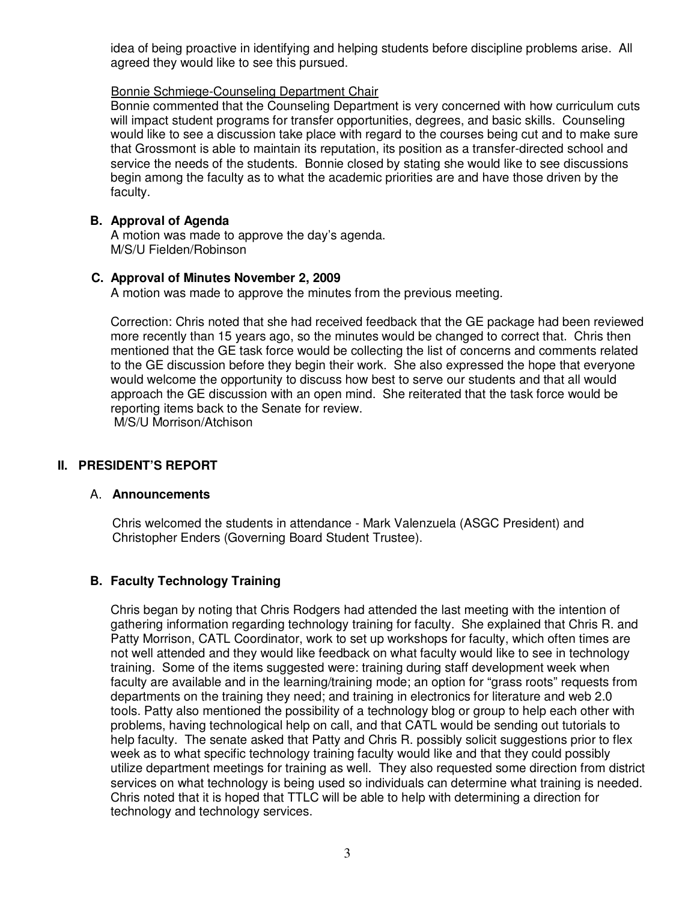idea of being proactive in identifying and helping students before discipline problems arise. All agreed they would like to see this pursued.

Bonnie Schmiege-Counseling Department Chair

Bonnie commented that the Counseling Department is very concerned with how curriculum cuts will impact student programs for transfer opportunities, degrees, and basic skills. Counseling would like to see a discussion take place with regard to the courses being cut and to make sure that Grossmont is able to maintain its reputation, its position as a transfer-directed school and service the needs of the students. Bonnie closed by stating she would like to see discussions begin among the faculty as to what the academic priorities are and have those driven by the faculty.

### B. Approval of Agenda

A motion was made to approve the day's agenda.
M/S/U Fielden/Robinson

### C. Approval of Minutes November 2, 2009

A motion was made to approve the minutes from the previous meeting.

Correction: Chris noted that she had received feedback that the GE package had been reviewed more recently than 15 years ago, so the minutes would be changed to correct that. Chris then mentioned that the GE task force would be collecting the list of concerns and comments related to the GE discussion before they begin their work. She also expressed the hope that everyone would welcome the opportunity to discuss how best to serve our students and that all would approach the GE discussion with an open mind. She reiterated that the task force would be reporting items back to the Senate for review.
M/S/U Morrison/Atchison

## II. PRESIDENT'S REPORT

### A. Announcements

Chris welcomed the students in attendance - Mark Valenzuela (ASGC President) and Christopher Enders (Governing Board Student Trustee).

### B. Faculty Technology Training

Chris began by noting that Chris Rodgers had attended the last meeting with the intention of gathering information regarding technology training for faculty. She explained that Chris R. and Patty Morrison, CATL Coordinator, work to set up workshops for faculty, which often times are not well attended and they would like feedback on what faculty would like to see in technology training. Some of the items suggested were: training during staff development week when faculty are available and in the learning/training mode; an option for "grass roots" requests from departments on the training they need; and training in electronics for literature and web 2.0 tools. Patty also mentioned the possibility of a technology blog or group to help each other with problems, having technological help on call, and that CATL would be sending out tutorials to help faculty. The senate asked that Patty and Chris R. possibly solicit suggestions prior to flex week as to what specific technology training faculty would like and that they could possibly utilize department meetings for training as well. They also requested some direction from district services on what technology is being used so individuals can determine what training is needed. Chris noted that it is hoped that TTLC will be able to help with determining a direction for technology and technology services.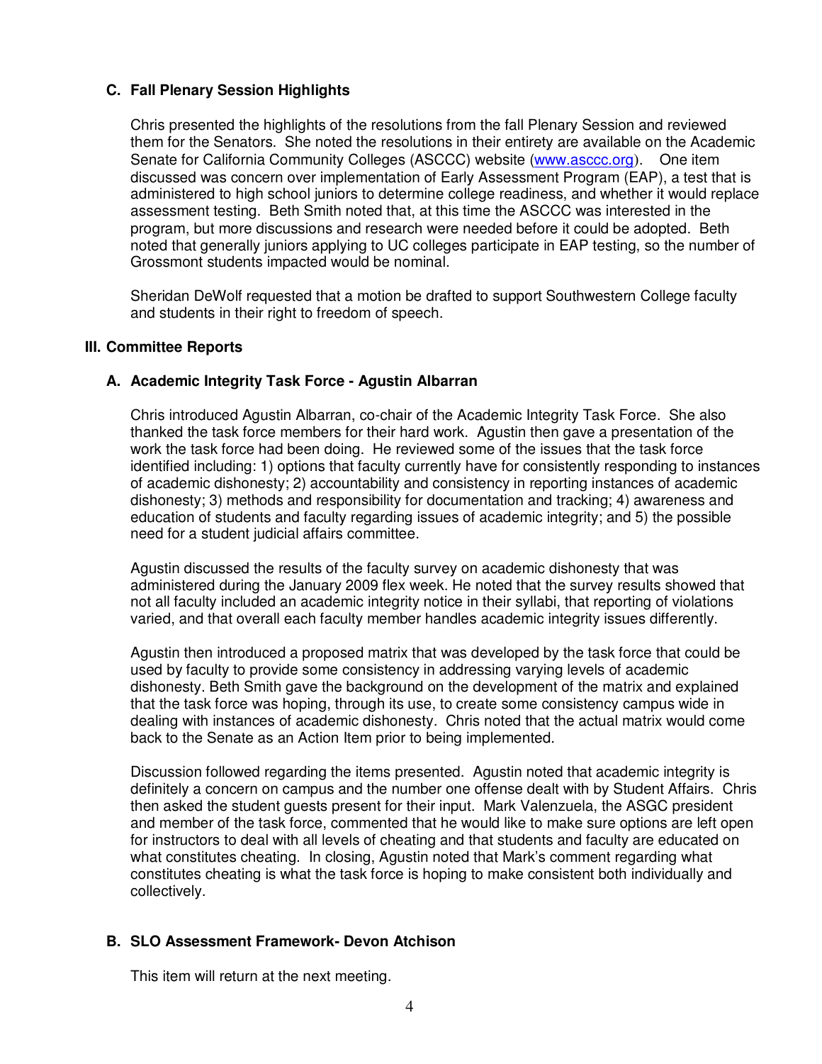### C. Fall Plenary Session Highlights

Chris presented the highlights of the resolutions from the fall Plenary Session and reviewed them for the Senators. She noted the resolutions in their entirety are available on the Academic Senate for California Community Colleges (ASCCC) website (www.asccc.org). One item discussed was concern over implementation of Early Assessment Program (EAP), a test that is administered to high school juniors to determine college readiness, and whether it would replace assessment testing. Beth Smith noted that, at this time the ASCCC was interested in the program, but more discussions and research were needed before it could be adopted. Beth noted that generally juniors applying to UC colleges participate in EAP testing, so the number of Grossmont students impacted would be nominal.

Sheridan DeWolf requested that a motion be drafted to support Southwestern College faculty and students in their right to freedom of speech.

## III. Committee Reports

### A. Academic Integrity Task Force - Agustin Albarran

Chris introduced Agustin Albarran, co-chair of the Academic Integrity Task Force. She also thanked the task force members for their hard work. Agustin then gave a presentation of the work the task force had been doing. He reviewed some of the issues that the task force identified including: 1) options that faculty currently have for consistently responding to instances of academic dishonesty; 2) accountability and consistency in reporting instances of academic dishonesty; 3) methods and responsibility for documentation and tracking; 4) awareness and education of students and faculty regarding issues of academic integrity; and 5) the possible need for a student judicial affairs committee.

Agustin discussed the results of the faculty survey on academic dishonesty that was administered during the January 2009 flex week. He noted that the survey results showed that not all faculty included an academic integrity notice in their syllabi, that reporting of violations varied, and that overall each faculty member handles academic integrity issues differently.

Agustin then introduced a proposed matrix that was developed by the task force that could be used by faculty to provide some consistency in addressing varying levels of academic dishonesty. Beth Smith gave the background on the development of the matrix and explained that the task force was hoping, through its use, to create some consistency campus wide in dealing with instances of academic dishonesty. Chris noted that the actual matrix would come back to the Senate as an Action Item prior to being implemented.

Discussion followed regarding the items presented. Agustin noted that academic integrity is definitely a concern on campus and the number one offense dealt with by Student Affairs. Chris then asked the student guests present for their input. Mark Valenzuela, the ASGC president and member of the task force, commented that he would like to make sure options are left open for instructors to deal with all levels of cheating and that students and faculty are educated on what constitutes cheating. In closing, Agustin noted that Mark's comment regarding what constitutes cheating is what the task force is hoping to make consistent both individually and collectively.

### B. SLO Assessment Framework- Devon Atchison

This item will return at the next meeting.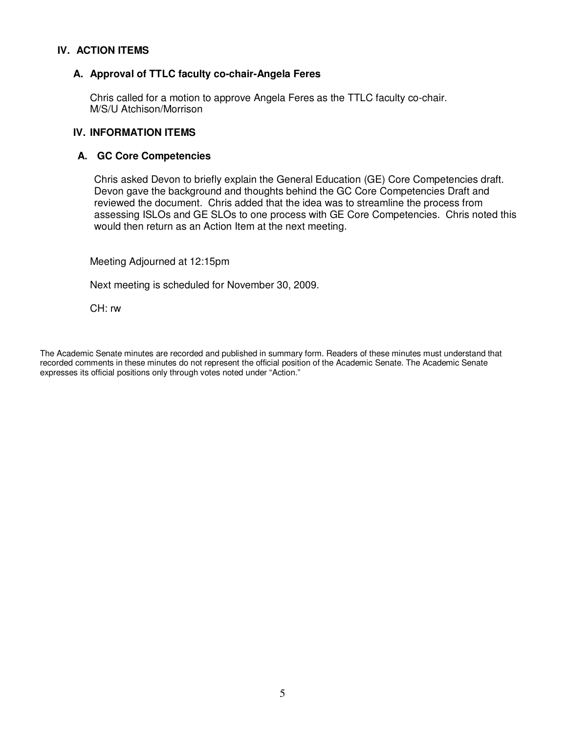## IV. ACTION ITEMS

### A. Approval of TTLC faculty co-chair-Angela Feres

Chris called for a motion to approve Angela Feres as the TTLC faculty co-chair.
M/S/U Atchison/Morrison

## IV. INFORMATION ITEMS

### A. GC Core Competencies

Chris asked Devon to briefly explain the General Education (GE) Core Competencies draft. Devon gave the background and thoughts behind the GC Core Competencies Draft and reviewed the document. Chris added that the idea was to streamline the process from assessing ISLOs and GE SLOs to one process with GE Core Competencies. Chris noted this would then return as an Action Item at the next meeting.

Meeting Adjourned at 12:15pm

Next meeting is scheduled for November 30, 2009.

CH: rw

The Academic Senate minutes are recorded and published in summary form. Readers of these minutes must understand that recorded comments in these minutes do not represent the official position of the Academic Senate. The Academic Senate expresses its official positions only through votes noted under "Action."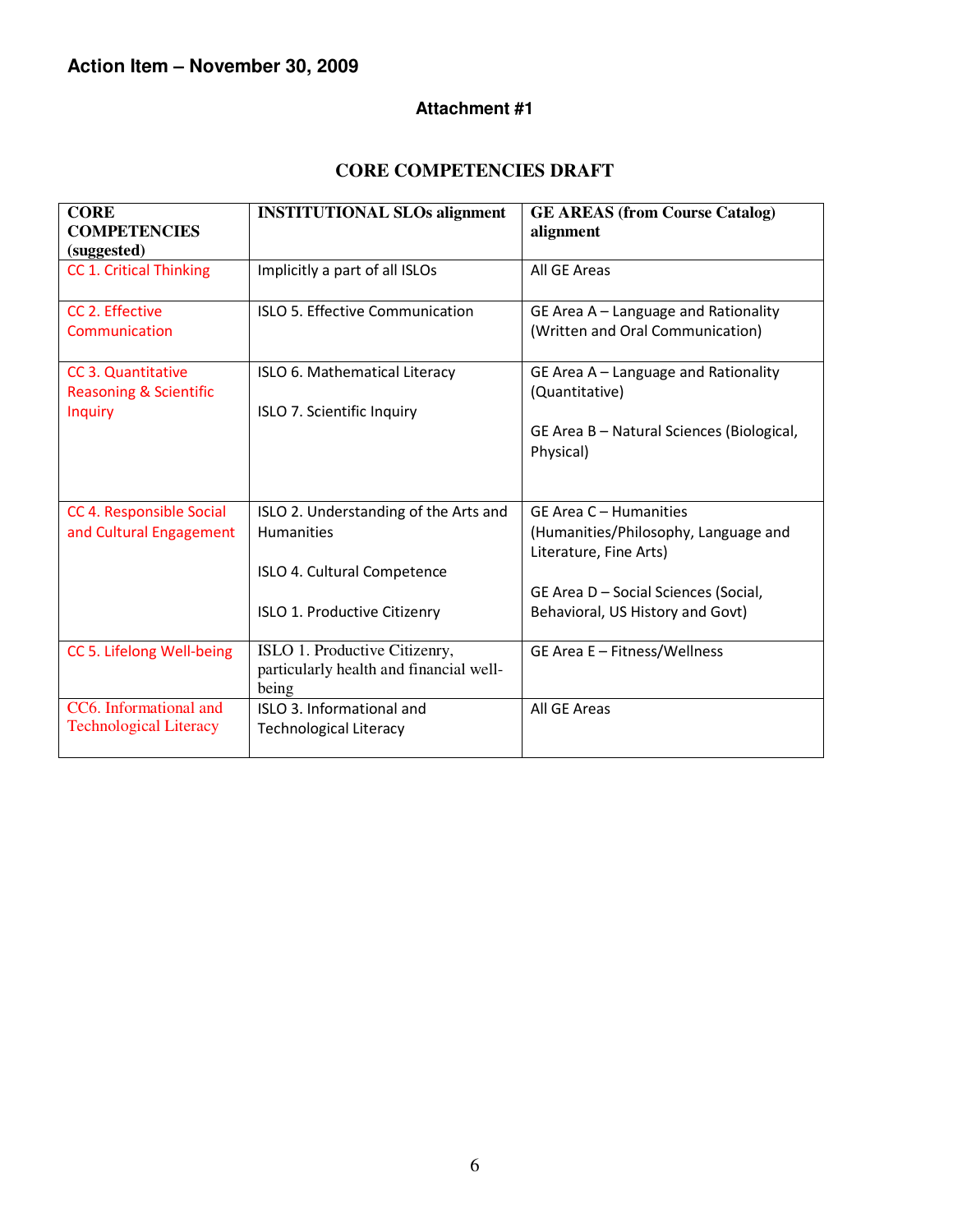**Action Item – November 30, 2009**

**Attachment #1**

## CORE COMPETENCIES DRAFT

| CORE COMPETENCIES (suggested) | INSTITUTIONAL SLOs alignment | GE AREAS (from Course Catalog) alignment |
|---|---|---|
| CC 1. Critical Thinking | Implicitly a part of all ISLOs | All GE Areas |
| CC 2. Effective Communication | ISLO 5. Effective Communication | GE Area A – Language and Rationality (Written and Oral Communication) |
| CC 3. Quantitative Reasoning & Scientific Inquiry | ISLO 6. Mathematical Literacy<br><br>ISLO 7. Scientific Inquiry | GE Area A – Language and Rationality (Quantitative)<br><br>GE Area B – Natural Sciences (Biological, Physical) |
| CC 4. Responsible Social and Cultural Engagement | ISLO 2. Understanding of the Arts and Humanities<br><br>ISLO 4. Cultural Competence<br><br>ISLO 1. Productive Citizenry | GE Area C – Humanities (Humanities/Philosophy, Language and Literature, Fine Arts)<br><br>GE Area D – Social Sciences (Social, Behavioral, US History and Govt) |
| CC 5. Lifelong Well-being | ISLO 1. Productive Citizenry, particularly health and financial well-being | GE Area E – Fitness/Wellness |
| CC6. Informational and Technological Literacy | ISLO 3. Informational and Technological Literacy | All GE Areas |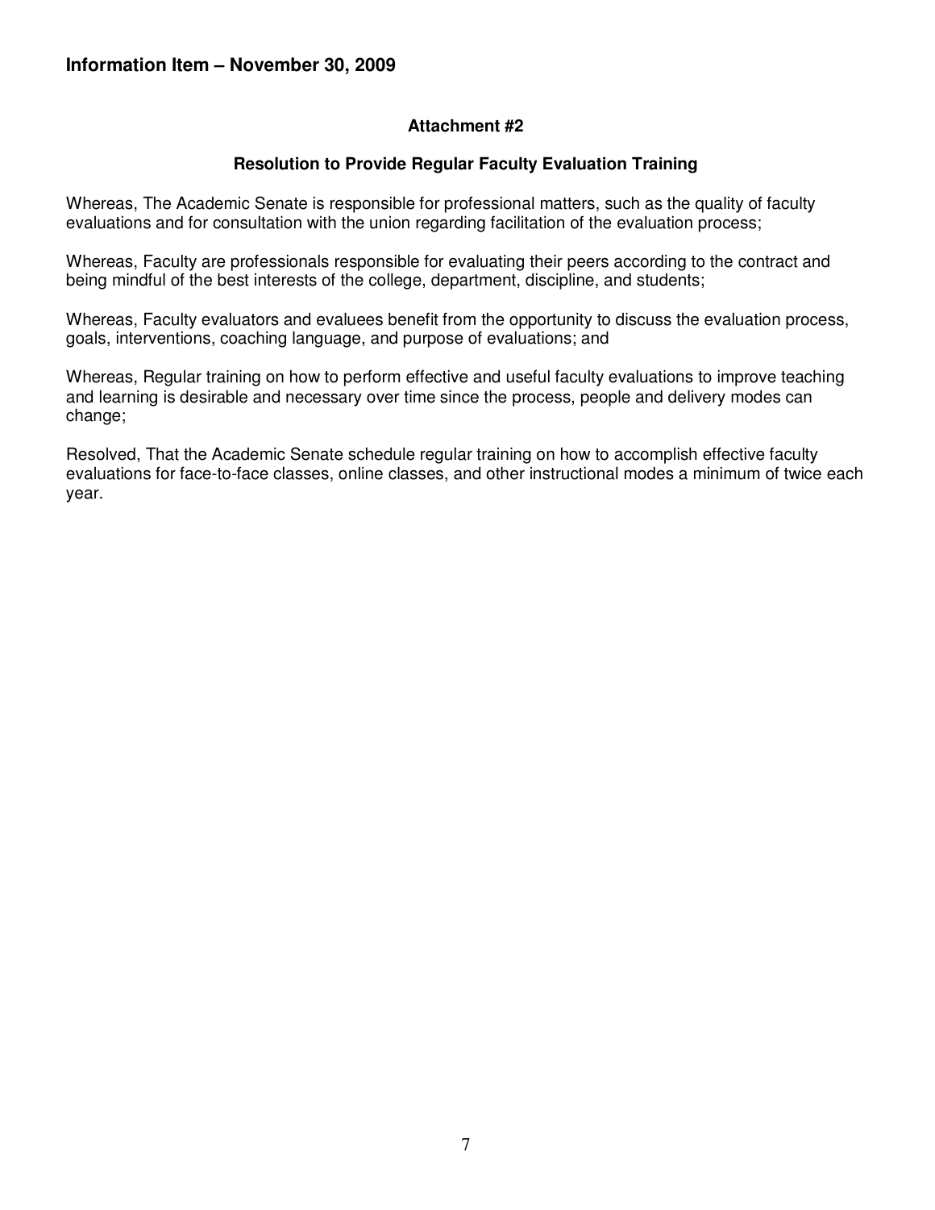**Information Item – November 30, 2009**

**Attachment #2**

**Resolution to Provide Regular Faculty Evaluation Training**

Whereas, The Academic Senate is responsible for professional matters, such as the quality of faculty evaluations and for consultation with the union regarding facilitation of the evaluation process;

Whereas, Faculty are professionals responsible for evaluating their peers according to the contract and being mindful of the best interests of the college, department, discipline, and students;

Whereas, Faculty evaluators and evaluees benefit from the opportunity to discuss the evaluation process, goals, interventions, coaching language, and purpose of evaluations; and

Whereas, Regular training on how to perform effective and useful faculty evaluations to improve teaching and learning is desirable and necessary over time since the process, people and delivery modes can change;

Resolved, That the Academic Senate schedule regular training on how to accomplish effective faculty evaluations for face-to-face classes, online classes, and other instructional modes a minimum of twice each year.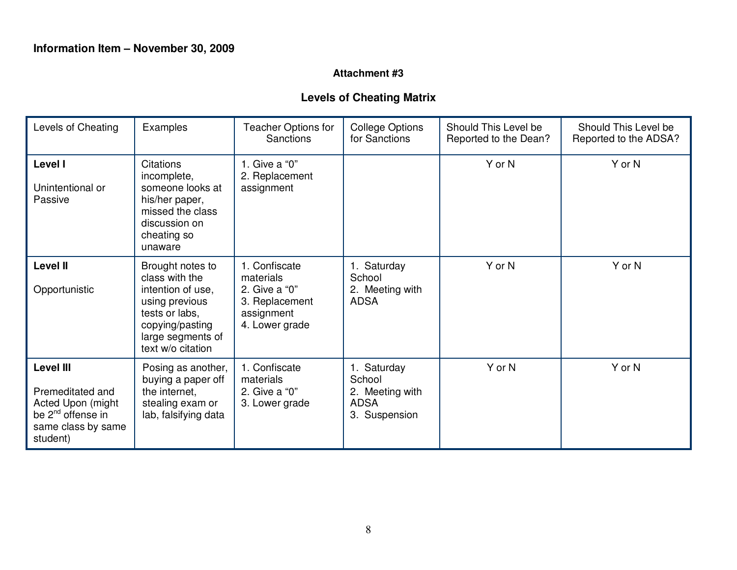**Information Item – November 30, 2009**

**Attachment #3**

**Levels of Cheating Matrix**

| Levels of Cheating | Examples | Teacher Options for Sanctions | College Options for Sanctions | Should This Level be Reported to the Dean? | Should This Level be Reported to the ADSA? |
|---|---|---|---|---|---|
| **Level I**<br><br>Unintentional or Passive | Citations incomplete, someone looks at his/her paper, missed the class discussion on cheating so unaware | 1. Give a "0"<br>2. Replacement assignment | | Y or N | Y or N |
| **Level II**<br><br>Opportunistic | Brought notes to class with the intention of use, using previous tests or labs, copying/pasting large segments of text w/o citation | 1. Confiscate materials<br>2. Give a "0"<br>3. Replacement assignment<br>4. Lower grade | 1. Saturday School<br>2. Meeting with ADSA | Y or N | Y or N |
| **Level III**<br><br>Premeditated and Acted Upon (might be 2nd offense in same class by same student) | Posing as another, buying a paper off the internet, stealing exam or lab, falsifying data | 1. Confiscate materials<br>2. Give a "0"<br>3. Lower grade | 1. Saturday School<br>2. Meeting with ADSA<br>3. Suspension | Y or N | Y or N |